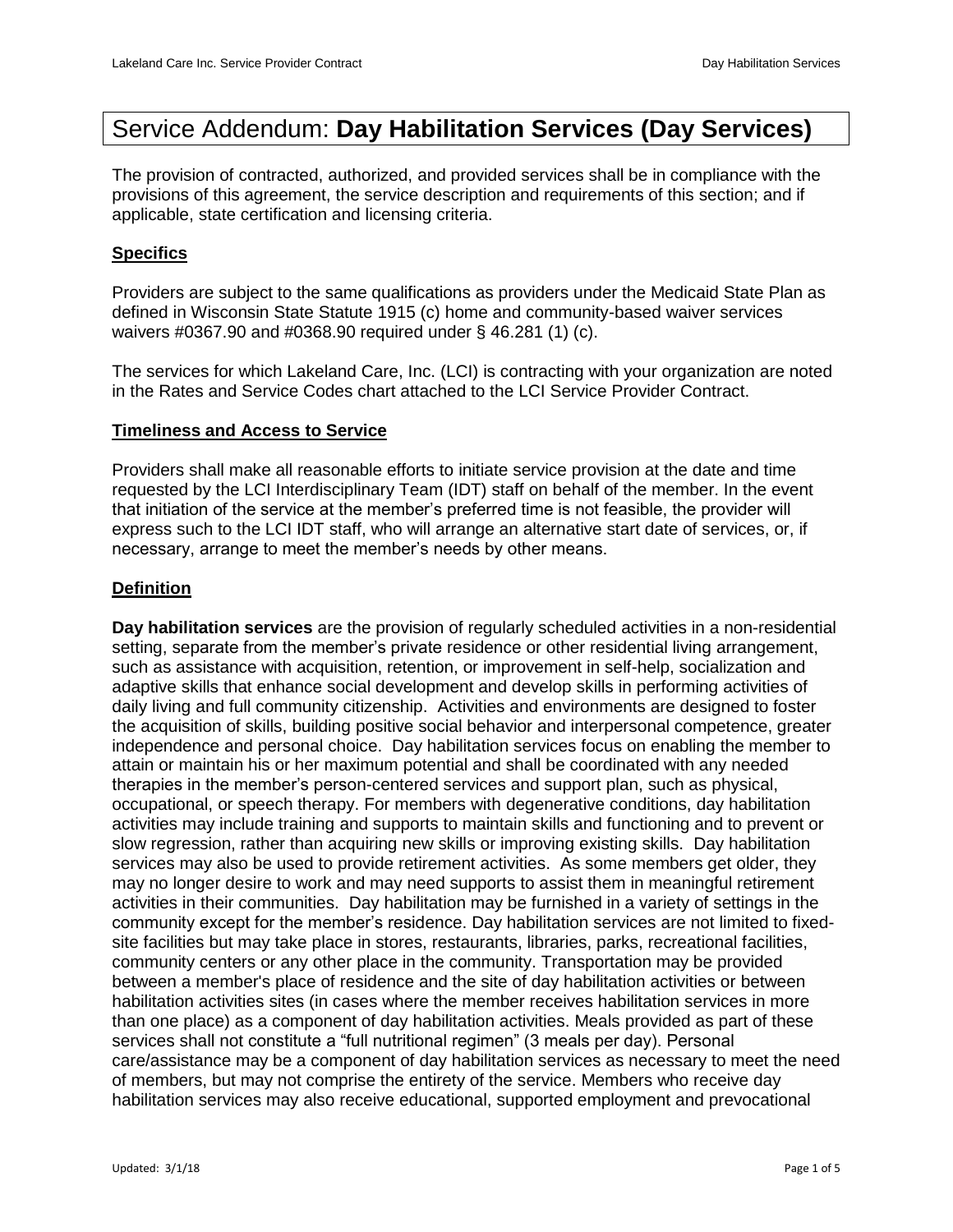# Service Addendum: **Day Habilitation Services (Day Services)**

The provision of contracted, authorized, and provided services shall be in compliance with the provisions of this agreement, the service description and requirements of this section; and if applicable, state certification and licensing criteria.

## Specifics

Providers are subject to the same qualifications as providers under the Medicaid State Plan as defined in Wisconsin State Statute 1915 (c) home and community-based waiver services waivers #0367.90 and #0368.90 required under § 46.281 (1) (c).

The services for which Lakeland Care, Inc. (LCI) is contracting with your organization are noted in the Rates and Service Codes chart attached to the LCI Service Provider Contract.

## Timeliness and Access to Service

Providers shall make all reasonable efforts to initiate service provision at the date and time requested by the LCI Interdisciplinary Team (IDT) staff on behalf of the member. In the event that initiation of the service at the member's preferred time is not feasible, the provider will express such to the LCI IDT staff, who will arrange an alternative start date of services, or, if necessary, arrange to meet the member's needs by other means.

## Definition

**Day habilitation services** are the provision of regularly scheduled activities in a non-residential setting, separate from the member's private residence or other residential living arrangement, such as assistance with acquisition, retention, or improvement in self-help, socialization and adaptive skills that enhance social development and develop skills in performing activities of daily living and full community citizenship. Activities and environments are designed to foster the acquisition of skills, building positive social behavior and interpersonal competence, greater independence and personal choice. Day habilitation services focus on enabling the member to attain or maintain his or her maximum potential and shall be coordinated with any needed therapies in the member's person-centered services and support plan, such as physical, occupational, or speech therapy. For members with degenerative conditions, day habilitation activities may include training and supports to maintain skills and functioning and to prevent or slow regression, rather than acquiring new skills or improving existing skills. Day habilitation services may also be used to provide retirement activities. As some members get older, they may no longer desire to work and may need supports to assist them in meaningful retirement activities in their communities. Day habilitation may be furnished in a variety of settings in the community except for the member's residence. Day habilitation services are not limited to fixed-site facilities but may take place in stores, restaurants, libraries, parks, recreational facilities, community centers or any other place in the community. Transportation may be provided between a member's place of residence and the site of day habilitation activities or between habilitation activities sites (in cases where the member receives habilitation services in more than one place) as a component of day habilitation activities. Meals provided as part of these services shall not constitute a "full nutritional regimen" (3 meals per day). Personal care/assistance may be a component of day habilitation services as necessary to meet the need of members, but may not comprise the entirety of the service. Members who receive day habilitation services may also receive educational, supported employment and prevocational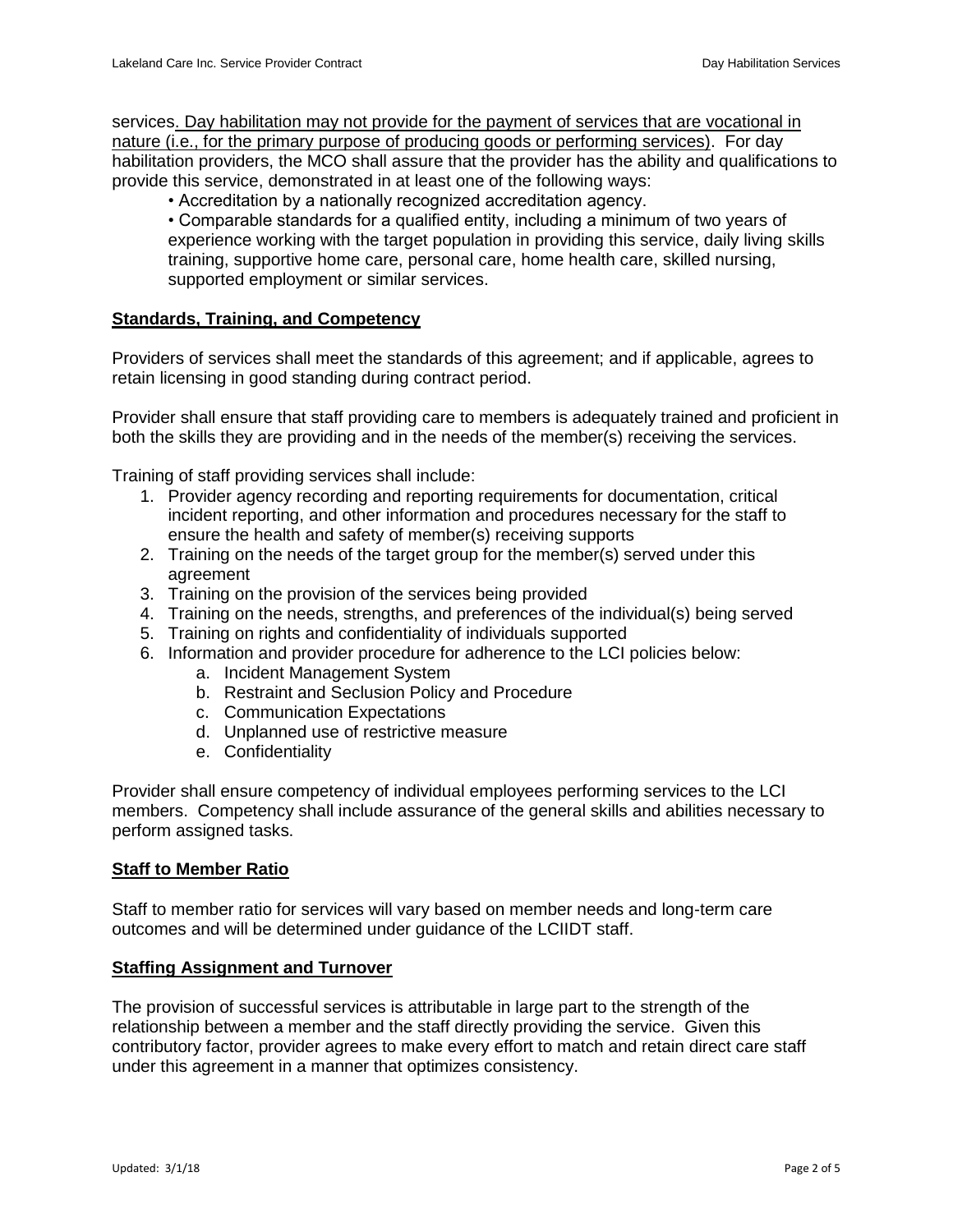services. Day habilitation may not provide for the payment of services that are vocational in nature (i.e., for the primary purpose of producing goods or performing services). For day habilitation providers, the MCO shall assure that the provider has the ability and qualifications to provide this service, demonstrated in at least one of the following ways:

- Accreditation by a nationally recognized accreditation agency.
- Comparable standards for a qualified entity, including a minimum of two years of experience working with the target population in providing this service, daily living skills training, supportive home care, personal care, home health care, skilled nursing, supported employment or similar services.

**Standards, Training, and Competency**

Providers of services shall meet the standards of this agreement; and if applicable, agrees to retain licensing in good standing during contract period.

Provider shall ensure that staff providing care to members is adequately trained and proficient in both the skills they are providing and in the needs of the member(s) receiving the services.

Training of staff providing services shall include:

1. Provider agency recording and reporting requirements for documentation, critical incident reporting, and other information and procedures necessary for the staff to ensure the health and safety of member(s) receiving supports
2. Training on the needs of the target group for the member(s) served under this agreement
3. Training on the provision of the services being provided
4. Training on the needs, strengths, and preferences of the individual(s) being served
5. Training on rights and confidentiality of individuals supported
6. Information and provider procedure for adherence to the LCI policies below:
   a. Incident Management System
   b. Restraint and Seclusion Policy and Procedure
   c. Communication Expectations
   d. Unplanned use of restrictive measure
   e. Confidentiality

Provider shall ensure competency of individual employees performing services to the LCI members. Competency shall include assurance of the general skills and abilities necessary to perform assigned tasks.

**Staff to Member Ratio**

Staff to member ratio for services will vary based on member needs and long-term care outcomes and will be determined under guidance of the LCIIDT staff.

**Staffing Assignment and Turnover**

The provision of successful services is attributable in large part to the strength of the relationship between a member and the staff directly providing the service. Given this contributory factor, provider agrees to make every effort to match and retain direct care staff under this agreement in a manner that optimizes consistency.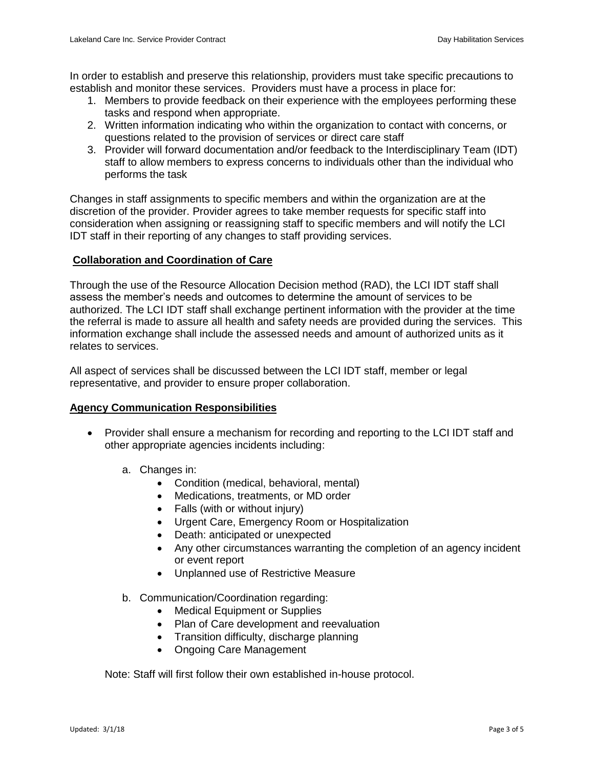In order to establish and preserve this relationship, providers must take specific precautions to establish and monitor these services. Providers must have a process in place for:

1. Members to provide feedback on their experience with the employees performing these tasks and respond when appropriate.
2. Written information indicating who within the organization to contact with concerns, or questions related to the provision of services or direct care staff
3. Provider will forward documentation and/or feedback to the Interdisciplinary Team (IDT) staff to allow members to express concerns to individuals other than the individual who performs the task

Changes in staff assignments to specific members and within the organization are at the discretion of the provider. Provider agrees to take member requests for specific staff into consideration when assigning or reassigning staff to specific members and will notify the LCI IDT staff in their reporting of any changes to staff providing services.

## Collaboration and Coordination of Care

Through the use of the Resource Allocation Decision method (RAD), the LCI IDT staff shall assess the member's needs and outcomes to determine the amount of services to be authorized. The LCI IDT staff shall exchange pertinent information with the provider at the time the referral is made to assure all health and safety needs are provided during the services. This information exchange shall include the assessed needs and amount of authorized units as it relates to services.

All aspect of services shall be discussed between the LCI IDT staff, member or legal representative, and provider to ensure proper collaboration.

## Agency Communication Responsibilities

- Provider shall ensure a mechanism for recording and reporting to the LCI IDT staff and other appropriate agencies incidents including:

  a. Changes in:
     - Condition (medical, behavioral, mental)
     - Medications, treatments, or MD order
     - Falls (with or without injury)
     - Urgent Care, Emergency Room or Hospitalization
     - Death: anticipated or unexpected
     - Any other circumstances warranting the completion of an agency incident or event report
     - Unplanned use of Restrictive Measure

  b. Communication/Coordination regarding:
     - Medical Equipment or Supplies
     - Plan of Care development and reevaluation
     - Transition difficulty, discharge planning
     - Ongoing Care Management

Note: Staff will first follow their own established in-house protocol.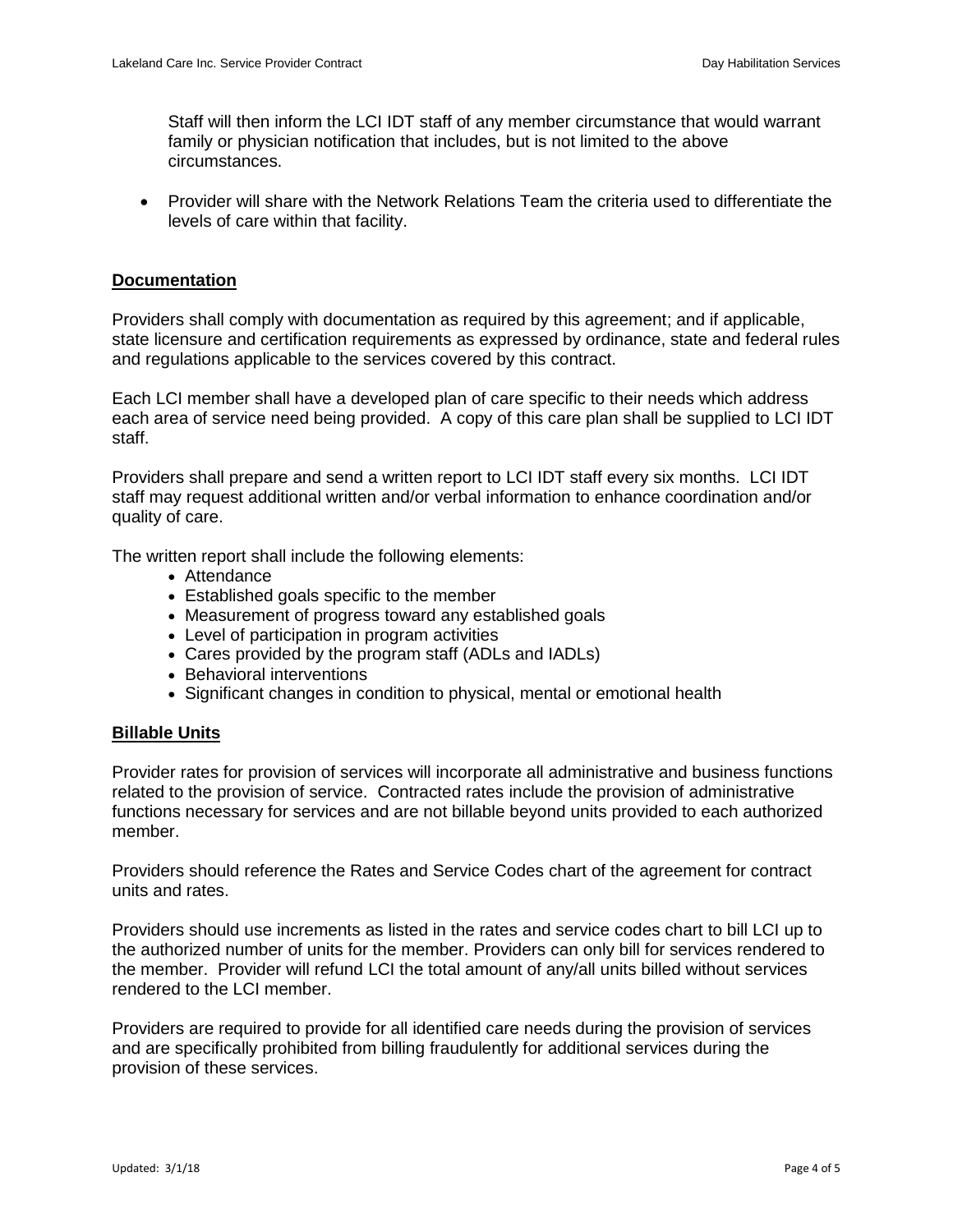Staff will then inform the LCI IDT staff of any member circumstance that would warrant family or physician notification that includes, but is not limited to the above circumstances.

- Provider will share with the Network Relations Team the criteria used to differentiate the levels of care within that facility.

## Documentation

Providers shall comply with documentation as required by this agreement; and if applicable, state licensure and certification requirements as expressed by ordinance, state and federal rules and regulations applicable to the services covered by this contract.

Each LCI member shall have a developed plan of care specific to their needs which address each area of service need being provided. A copy of this care plan shall be supplied to LCI IDT staff.

Providers shall prepare and send a written report to LCI IDT staff every six months. LCI IDT staff may request additional written and/or verbal information to enhance coordination and/or quality of care.

The written report shall include the following elements:

- Attendance
- Established goals specific to the member
- Measurement of progress toward any established goals
- Level of participation in program activities
- Cares provided by the program staff (ADLs and IADLs)
- Behavioral interventions
- Significant changes in condition to physical, mental or emotional health

## Billable Units

Provider rates for provision of services will incorporate all administrative and business functions related to the provision of service. Contracted rates include the provision of administrative functions necessary for services and are not billable beyond units provided to each authorized member.

Providers should reference the Rates and Service Codes chart of the agreement for contract units and rates.

Providers should use increments as listed in the rates and service codes chart to bill LCI up to the authorized number of units for the member. Providers can only bill for services rendered to the member. Provider will refund LCI the total amount of any/all units billed without services rendered to the LCI member.

Providers are required to provide for all identified care needs during the provision of services and are specifically prohibited from billing fraudulently for additional services during the provision of these services.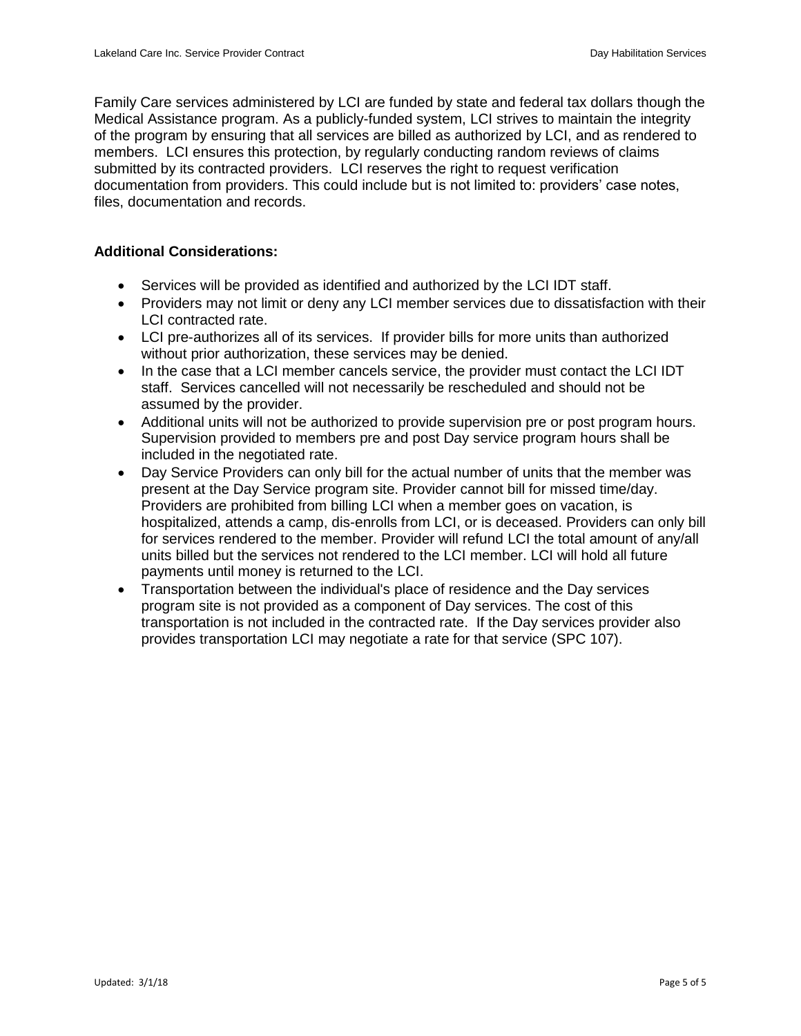Family Care services administered by LCI are funded by state and federal tax dollars though the Medical Assistance program. As a publicly-funded system, LCI strives to maintain the integrity of the program by ensuring that all services are billed as authorized by LCI, and as rendered to members. LCI ensures this protection, by regularly conducting random reviews of claims submitted by its contracted providers. LCI reserves the right to request verification documentation from providers. This could include but is not limited to: providers' case notes, files, documentation and records.

**Additional Considerations:**

- Services will be provided as identified and authorized by the LCI IDT staff.
- Providers may not limit or deny any LCI member services due to dissatisfaction with their LCI contracted rate.
- LCI pre-authorizes all of its services. If provider bills for more units than authorized without prior authorization, these services may be denied.
- In the case that a LCI member cancels service, the provider must contact the LCI IDT staff. Services cancelled will not necessarily be rescheduled and should not be assumed by the provider.
- Additional units will not be authorized to provide supervision pre or post program hours. Supervision provided to members pre and post Day service program hours shall be included in the negotiated rate.
- Day Service Providers can only bill for the actual number of units that the member was present at the Day Service program site. Provider cannot bill for missed time/day. Providers are prohibited from billing LCI when a member goes on vacation, is hospitalized, attends a camp, dis-enrolls from LCI, or is deceased. Providers can only bill for services rendered to the member. Provider will refund LCI the total amount of any/all units billed but the services not rendered to the LCI member. LCI will hold all future payments until money is returned to the LCI.
- Transportation between the individual's place of residence and the Day services program site is not provided as a component of Day services. The cost of this transportation is not included in the contracted rate. If the Day services provider also provides transportation LCI may negotiate a rate for that service (SPC 107).